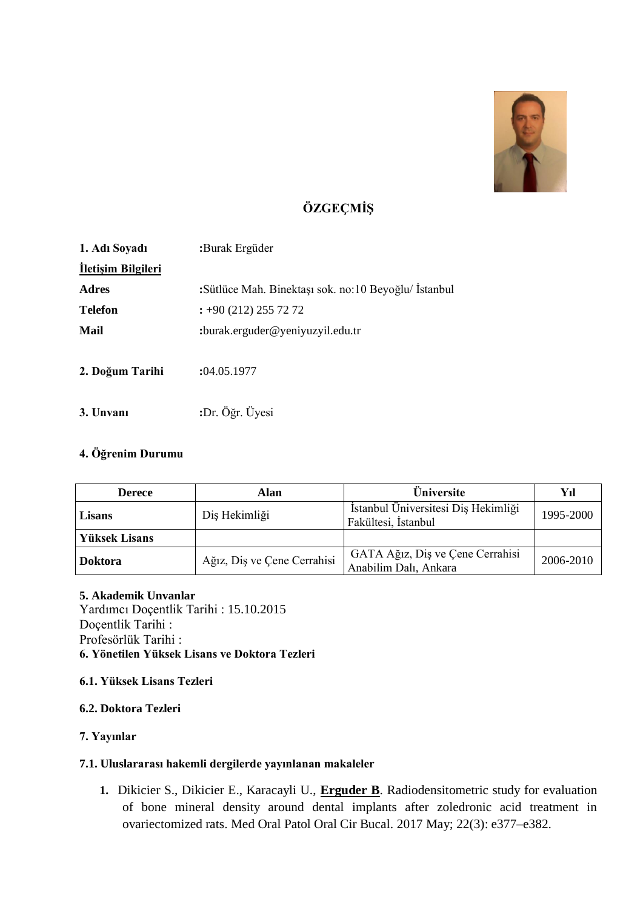# ÖZGEÇMİŞ

**1. Adı Soyadı** :Burak Ergüder

**<u>İletişim Bilgileri</u>**

**Adres** :Sütlüce Mah. Binektaşı sok. no:10 Beyoğlu/ İstanbul

**Telefon** : +90 (212) 255 72 72

**Mail** :burak.erguder@yeniyuzyil.edu.tr

**2. Doğum Tarihi** :04.05.1977

**3. Unvanı** :Dr. Öğr. Üyesi

**4. Öğrenim Durumu**

| Derece | Alan | Üniversite | Yıl |
|---|---|---|---|
| **Lisans** | Diş Hekimliği | İstanbul Üniversitesi Diş Hekimliği Fakültesi, İstanbul | 1995-2000 |
| **Yüksek Lisans** | | | |
| **Doktora** | Ağız, Diş ve Çene Cerrahisi | GATA Ağız, Diş ve Çene Cerrahisi Anabilim Dalı, Ankara | 2006-2010 |

**5. Akademik Unvanlar**

Yardımcı Doçentlik Tarihi : 15.10.2015

Doçentlik Tarihi :

Profesörlük Tarihi :

**6. Yönetilen Yüksek Lisans ve Doktora Tezleri**

**6.1. Yüksek Lisans Tezleri**

**6.2. Doktora Tezleri**

**7. Yayınlar**

**7.1. Uluslararası hakemli dergilerde yayınlanan makaleler**

1. Dikicier S., Dikicier E., Karacayli U., **<u>Erguder B</u>**. Radiodensitometric study for evaluation of bone mineral density around dental implants after zoledronic acid treatment in ovariectomized rats. Med Oral Patol Oral Cir Bucal. 2017 May; 22(3): e377–e382.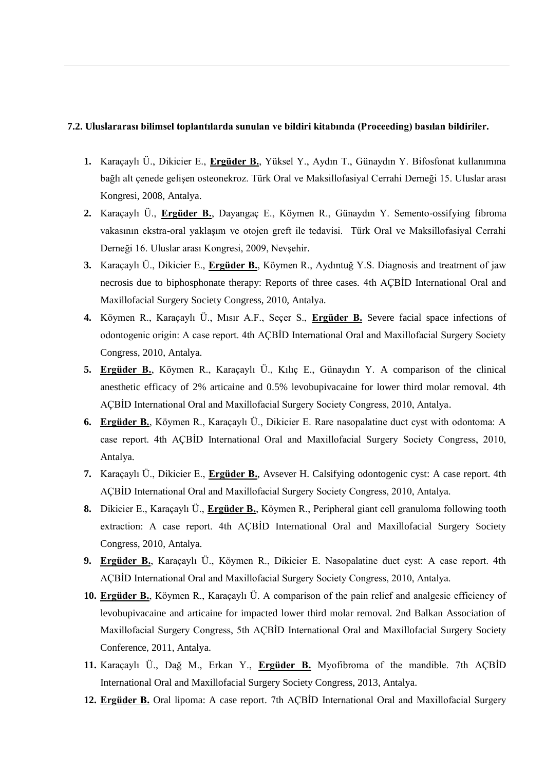**7.2. Uluslararası bilimsel toplantılarda sunulan ve bildiri kitabında (Proceeding) basılan bildiriler.**

1. Karaçaylı Ü., Dikicier E., **Ergüder B.**, Yüksel Y., Aydın T., Günaydın Y. Bifosfonat kullanımına bağlı alt çenede gelişen osteonekroz. Türk Oral ve Maksillofasiyal Cerrahi Derneği 15. Uluslar arası Kongresi, 2008, Antalya.
2. Karaçaylı Ü., **Ergüder B.**, Dayangaç E., Köymen R., Günaydın Y. Semento-ossifying fibroma vakasının ekstra-oral yaklaşım ve otojen greft ile tedavisi. Türk Oral ve Maksillofasiyal Cerrahi Derneği 16. Uluslar arası Kongresi, 2009, Nevşehir.
3. Karaçaylı Ü., Dikicier E., **Ergüder B.**, Köymen R., Aydıntuğ Y.S. Diagnosis and treatment of jaw necrosis due to biphosphonate therapy: Reports of three cases. 4th AÇBİD International Oral and Maxillofacial Surgery Society Congress, 2010, Antalya.
4. Köymen R., Karaçaylı Ü., Mısır A.F., Seçer S., **Ergüder B.** Severe facial space infections of odontogenic origin: A case report. 4th AÇBİD International Oral and Maxillofacial Surgery Society Congress, 2010, Antalya.
5. **Ergüder B.**, Köymen R., Karaçaylı Ü., Kılıç E., Günaydın Y. A comparison of the clinical anesthetic efficacy of 2% articaine and 0.5% levobupivacaine for lower third molar removal. 4th AÇBİD International Oral and Maxillofacial Surgery Society Congress, 2010, Antalya.
6. **Ergüder B.**, Köymen R., Karaçaylı Ü., Dikicier E. Rare nasopalatine duct cyst with odontoma: A case report. 4th AÇBİD International Oral and Maxillofacial Surgery Society Congress, 2010, Antalya.
7. Karaçaylı Ü., Dikicier E., **Ergüder B.**, Avsever H. Calsifying odontogenic cyst: A case report. 4th AÇBİD International Oral and Maxillofacial Surgery Society Congress, 2010, Antalya.
8. Dikicier E., Karaçaylı Ü., **Ergüder B.**, Köymen R., Peripheral giant cell granuloma following tooth extraction: A case report. 4th AÇBİD International Oral and Maxillofacial Surgery Society Congress, 2010, Antalya.
9. **Ergüder B.**, Karaçaylı Ü., Köymen R., Dikicier E. Nasopalatine duct cyst: A case report. 4th AÇBİD International Oral and Maxillofacial Surgery Society Congress, 2010, Antalya.
10. **Ergüder B.**, Köymen R., Karaçaylı Ü. A comparison of the pain relief and analgesic efficiency of levobupivacaine and articaine for impacted lower third molar removal. 2nd Balkan Association of Maxillofacial Surgery Congress, 5th AÇBİD International Oral and Maxillofacial Surgery Society Conference, 2011, Antalya.
11. Karaçaylı Ü., Dağ M., Erkan Y., **Ergüder B.** Myofibroma of the mandible. 7th AÇBİD International Oral and Maxillofacial Surgery Society Congress, 2013, Antalya.
12. **Ergüder B.** Oral lipoma: A case report. 7th AÇBİD International Oral and Maxillofacial Surgery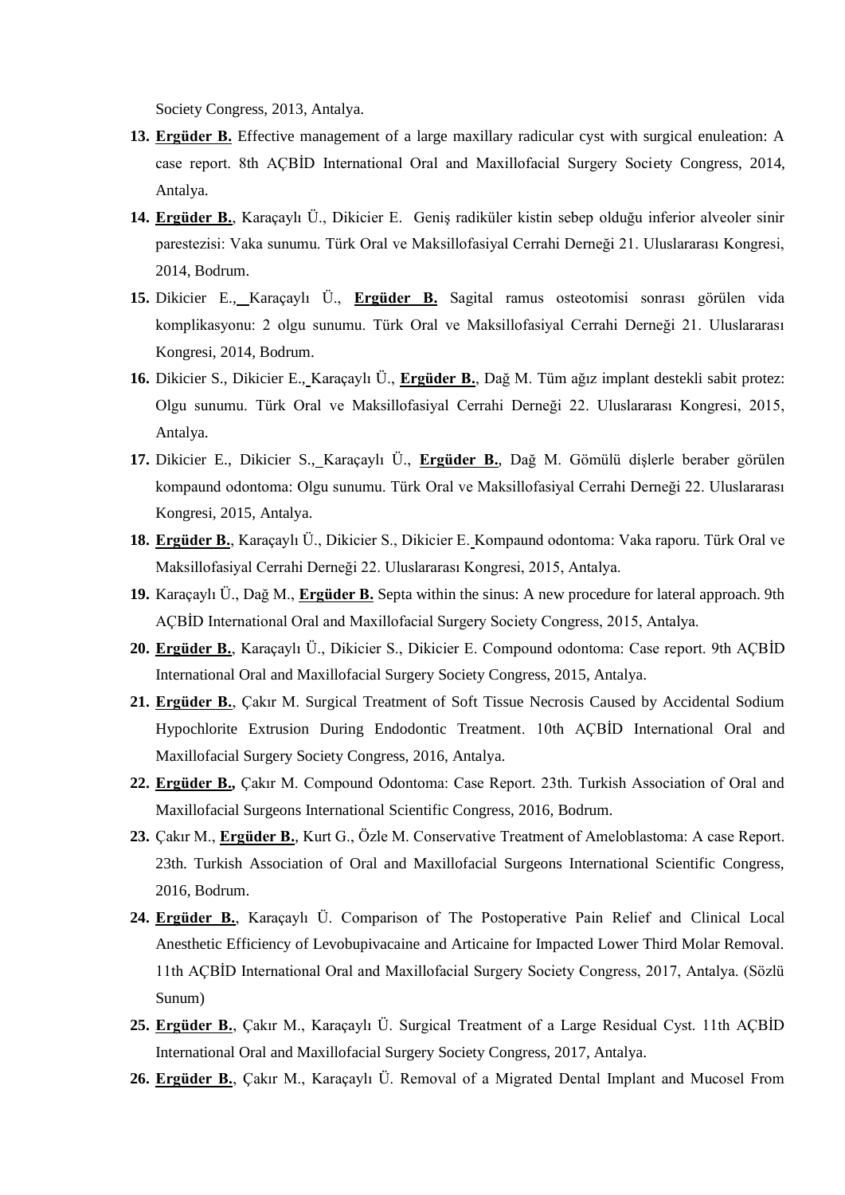Society Congress, 2013, Antalya.

13. **Ergüder B.** Effective management of a large maxillary radicular cyst with surgical enuleation: A case report. 8th AÇBİD International Oral and Maxillofacial Surgery Society Congress, 2014, Antalya.
14. **Ergüder B.**, Karaçaylı Ü., Dikicier E. Geniş radiküler kistin sebep olduğu inferior alveoler sinir parestezisi: Vaka sunumu. Türk Oral ve Maksillofasiyal Cerrahi Derneği 21. Uluslararası Kongresi, 2014, Bodrum.
15. Dikicier E., Karaçaylı Ü., **Ergüder B.** Sagital ramus osteotomisi sonrası görülen vida komplikasyonu: 2 olgu sunumu. Türk Oral ve Maksillofasiyal Cerrahi Derneği 21. Uluslararası Kongresi, 2014, Bodrum.
16. Dikicier S., Dikicier E., Karaçaylı Ü., **Ergüder B.**, Dağ M. Tüm ağız implant destekli sabit protez: Olgu sunumu. Türk Oral ve Maksillofasiyal Cerrahi Derneği 22. Uluslararası Kongresi, 2015, Antalya.
17. Dikicier E., Dikicier S., Karaçaylı Ü., **Ergüder B.**, Dağ M. Gömülü dişlerle beraber görülen kompaund odontoma: Olgu sunumu. Türk Oral ve Maksillofasiyal Cerrahi Derneği 22. Uluslararası Kongresi, 2015, Antalya.
18. **Ergüder B.**, Karaçaylı Ü., Dikicier S., Dikicier E. Kompaund odontoma: Vaka raporu. Türk Oral ve Maksillofasiyal Cerrahi Derneği 22. Uluslararası Kongresi, 2015, Antalya.
19. Karaçaylı Ü., Dağ M., **Ergüder B.** Septa within the sinus: A new procedure for lateral approach. 9th AÇBİD International Oral and Maxillofacial Surgery Society Congress, 2015, Antalya.
20. **Ergüder B.**, Karaçaylı Ü., Dikicier S., Dikicier E. Compound odontoma: Case report. 9th AÇBİD International Oral and Maxillofacial Surgery Society Congress, 2015, Antalya.
21. **Ergüder B.**, Çakır M. Surgical Treatment of Soft Tissue Necrosis Caused by Accidental Sodium Hypochlorite Extrusion During Endodontic Treatment. 10th AÇBİD International Oral and Maxillofacial Surgery Society Congress, 2016, Antalya.
22. **Ergüder B.,** Çakır M. Compound Odontoma: Case Report. 23th. Turkish Association of Oral and Maxillofacial Surgeons International Scientific Congress, 2016, Bodrum.
23. Çakır M., **Ergüder B.**, Kurt G., Özle M. Conservative Treatment of Ameloblastoma: A case Report. 23th. Turkish Association of Oral and Maxillofacial Surgeons International Scientific Congress, 2016, Bodrum.
24. **Ergüder B.**, Karaçaylı Ü. Comparison of The Postoperative Pain Relief and Clinical Local Anesthetic Efficiency of Levobupivacaine and Articaine for Impacted Lower Third Molar Removal. 11th AÇBİD International Oral and Maxillofacial Surgery Society Congress, 2017, Antalya. (Sözlü Sunum)
25. **Ergüder B.**, Çakır M., Karaçaylı Ü. Surgical Treatment of a Large Residual Cyst. 11th AÇBİD International Oral and Maxillofacial Surgery Society Congress, 2017, Antalya.
26. **Ergüder B.**, Çakır M., Karaçaylı Ü. Removal of a Migrated Dental Implant and Mucosel From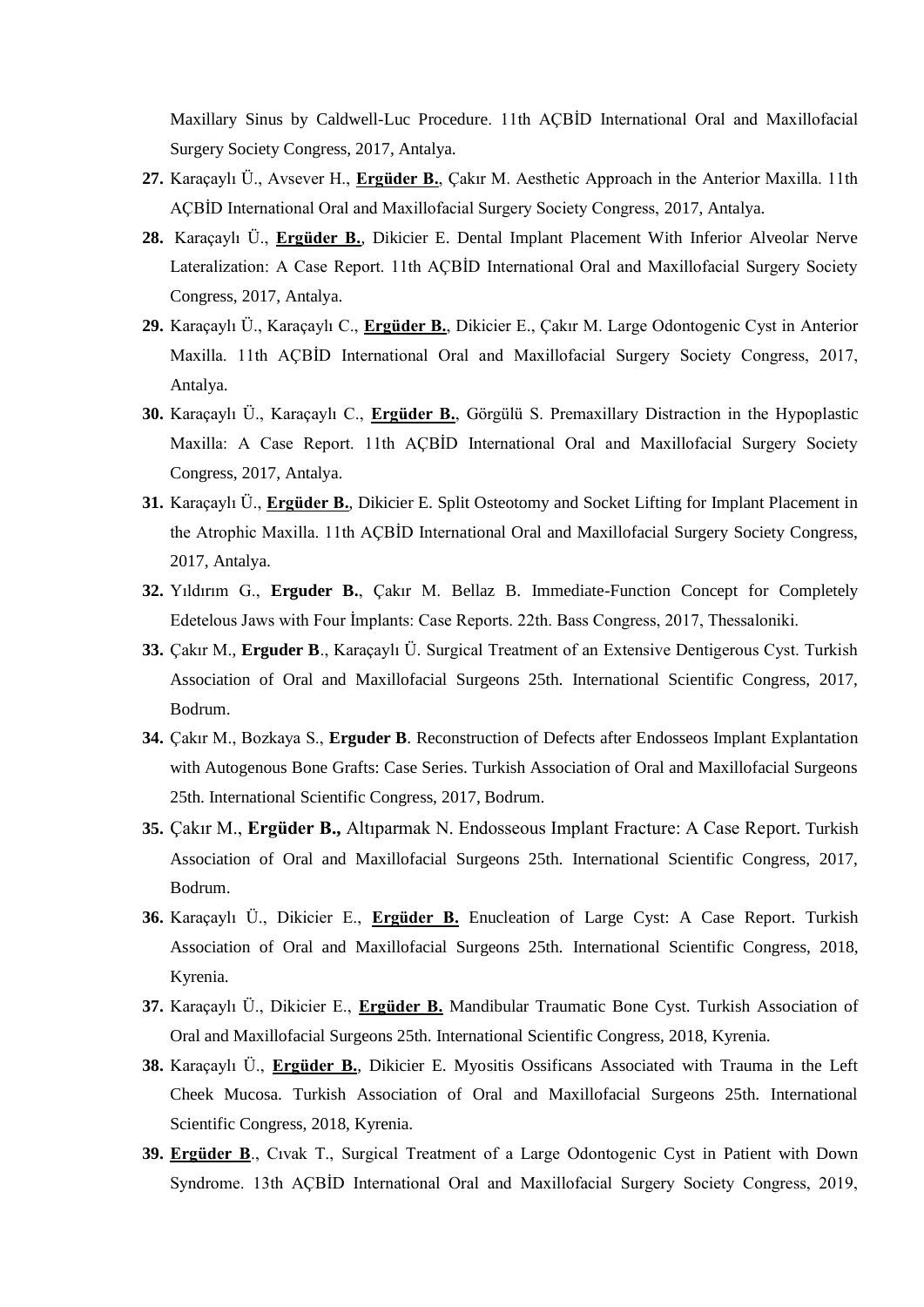Maxillary Sinus by Caldwell-Luc Procedure. 11th AÇBİD International Oral and Maxillofacial Surgery Society Congress, 2017, Antalya.

27. Karaçaylı Ü., Avsever H., **Ergüder B.**, Çakır M. Aesthetic Approach in the Anterior Maxilla. 11th AÇBİD International Oral and Maxillofacial Surgery Society Congress, 2017, Antalya.

28. Karaçaylı Ü., **Ergüder B.**, Dikicier E. Dental Implant Placement With Inferior Alveolar Nerve Lateralization: A Case Report. 11th AÇBİD International Oral and Maxillofacial Surgery Society Congress, 2017, Antalya.

29. Karaçaylı Ü., Karaçaylı C., **Ergüder B.**, Dikicier E., Çakır M. Large Odontogenic Cyst in Anterior Maxilla. 11th AÇBİD International Oral and Maxillofacial Surgery Society Congress, 2017, Antalya.

30. Karaçaylı Ü., Karaçaylı C., **Ergüder B.**, Görgülü S. Premaxillary Distraction in the Hypoplastic Maxilla: A Case Report. 11th AÇBİD International Oral and Maxillofacial Surgery Society Congress, 2017, Antalya.

31. Karaçaylı Ü., **Ergüder B.**, Dikicier E. Split Osteotomy and Socket Lifting for Implant Placement in the Atrophic Maxilla. 11th AÇBİD International Oral and Maxillofacial Surgery Society Congress, 2017, Antalya.

32. Yıldırım G., **Erguder B.**, Çakır M. Bellaz B. Immediate-Function Concept for Completely Edetelous Jaws with Four İmplants: Case Reports. 22th. Bass Congress, 2017, Thessaloniki.

33. Çakır M., **Erguder B**., Karaçaylı Ü. Surgical Treatment of an Extensive Dentigerous Cyst. Turkish Association of Oral and Maxillofacial Surgeons 25th. International Scientific Congress, 2017, Bodrum.

34. Çakır M., Bozkaya S., **Erguder B**. Reconstruction of Defects after Endosseos Implant Explantation with Autogenous Bone Grafts: Case Series. Turkish Association of Oral and Maxillofacial Surgeons 25th. International Scientific Congress, 2017, Bodrum.

35. Çakır M., **Ergüder B.,** Altıparmak N. Endosseous Implant Fracture: A Case Report. Turkish Association of Oral and Maxillofacial Surgeons 25th. International Scientific Congress, 2017, Bodrum.

36. Karaçaylı Ü., Dikicier E., **Ergüder B.** Enucleation of Large Cyst: A Case Report. Turkish Association of Oral and Maxillofacial Surgeons 25th. International Scientific Congress, 2018, Kyrenia.

37. Karaçaylı Ü., Dikicier E., **Ergüder B.** Mandibular Traumatic Bone Cyst. Turkish Association of Oral and Maxillofacial Surgeons 25th. International Scientific Congress, 2018, Kyrenia.

38. Karaçaylı Ü., **Ergüder B.**, Dikicier E. Myositis Ossificans Associated with Trauma in the Left Cheek Mucosa. Turkish Association of Oral and Maxillofacial Surgeons 25th. International Scientific Congress, 2018, Kyrenia.

39. **Ergüder B**., Cıvak T., Surgical Treatment of a Large Odontogenic Cyst in Patient with Down Syndrome. 13th AÇBİD International Oral and Maxillofacial Surgery Society Congress, 2019,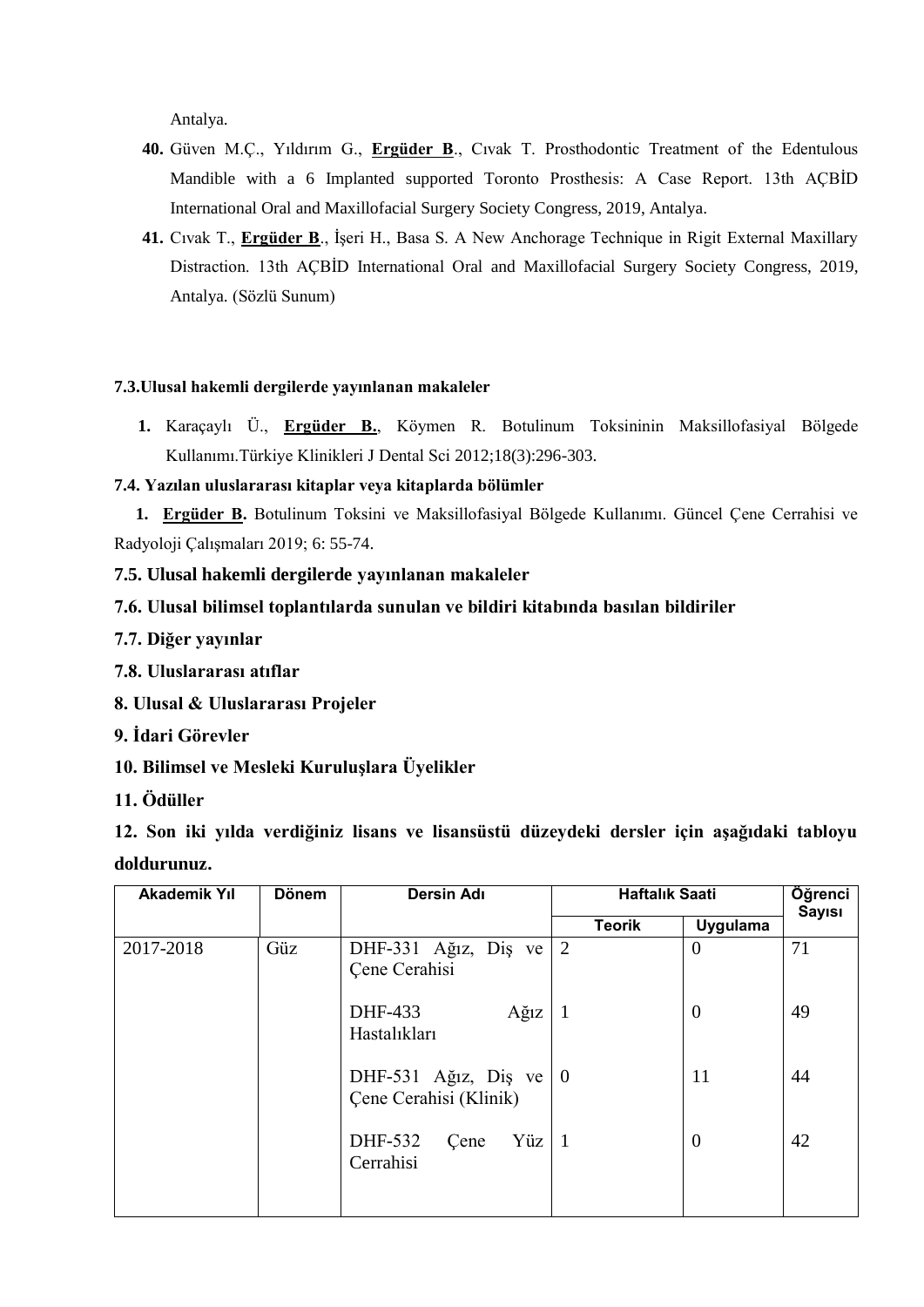Antalya.

40. Güven M.Ç., Yıldırım G., **Ergüder B**., Cıvak T. Prosthodontic Treatment of the Edentulous Mandible with a 6 Implanted supported Toronto Prosthesis: A Case Report. 13th AÇBİD International Oral and Maxillofacial Surgery Society Congress, 2019, Antalya.

41. Cıvak T., **Ergüder B**., İşeri H., Basa S. A New Anchorage Technique in Rigit External Maxillary Distraction. 13th AÇBİD International Oral and Maxillofacial Surgery Society Congress, 2019, Antalya. (Sözlü Sunum)

**7.3.Ulusal hakemli dergilerde yayınlanan makaleler**

1. Karaçaylı Ü., **Ergüder B.**, Köymen R. Botulinum Toksininin Maksillofasiyal Bölgede Kullanımı.Türkiye Klinikleri J Dental Sci 2012;18(3):296-303.

**7.4. Yazılan uluslararası kitaplar veya kitaplarda bölümler**

1. **Ergüder B.** Botulinum Toksini ve Maksillofasiyal Bölgede Kullanımı. Güncel Çene Cerrahisi ve Radyoloji Çalışmaları 2019; 6: 55-74.

**7.5. Ulusal hakemli dergilerde yayınlanan makaleler**

**7.6. Ulusal bilimsel toplantılarda sunulan ve bildiri kitabında basılan bildiriler**

**7.7. Diğer yayınlar**

**7.8. Uluslararası atıflar**

**8. Ulusal & Uluslararası Projeler**

**9. İdari Görevler**

**10. Bilimsel ve Mesleki Kuruluşlara Üyelikler**

**11. Ödüller**

**12. Son iki yılda verdiğiniz lisans ve lisansüstü düzeydeki dersler için aşağıdaki tabloyu doldurunuz.**

| Akademik Yıl | Dönem | Dersin Adı | Haftalık Saati | | Öğrenci Sayısı |
|---|---|---|---|---|---|
| | | | Teorik | Uygulama | |
| 2017-2018 | Güz | DHF-331 Ağız, Diş ve Çene Cerahisi | 2 | 0 | 71 |
| | | DHF-433 Ağız Hastalıkları | 1 | 0 | 49 |
| | | DHF-531 Ağız, Diş ve Çene Cerahisi (Klinik) | 0 | 11 | 44 |
| | | DHF-532 Çene Yüz Cerrahisi | 1 | 0 | 42 |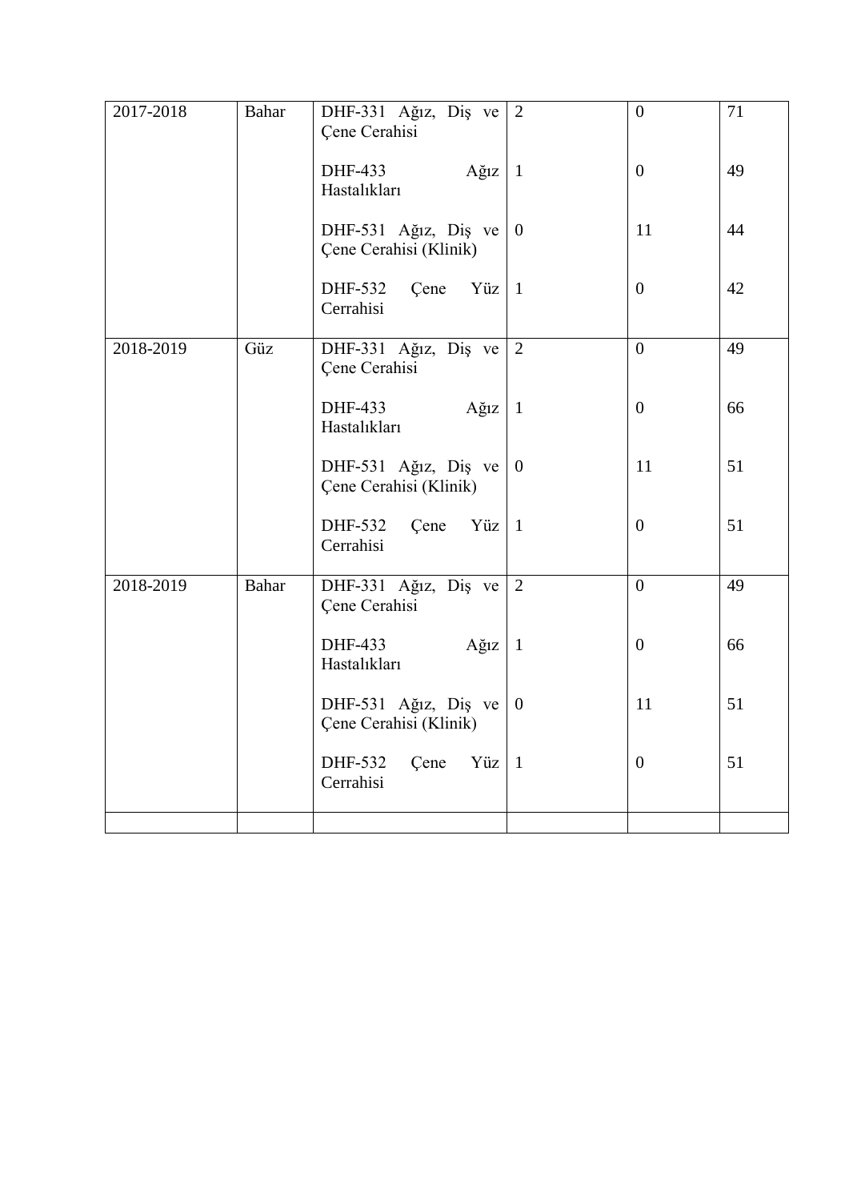| | | | | | |
|---|---|---|---|---|---|
| 2017-2018 | Bahar | DHF-331 Ağız, Diş ve Çene Cerahisi<br><br>DHF-433 Ağız Hastalıkları<br><br>DHF-531 Ağız, Diş ve Çene Cerahisi (Klinik)<br><br>DHF-532 Çene Yüz Cerrahisi | 2<br><br>1<br><br>0<br><br>1 | 0<br><br>0<br><br>11<br><br>0 | 71<br><br>49<br><br>44<br><br>42 |
| 2018-2019 | Güz | DHF-331 Ağız, Diş ve Çene Cerahisi<br><br>DHF-433 Ağız Hastalıkları<br><br>DHF-531 Ağız, Diş ve Çene Cerahisi (Klinik)<br><br>DHF-532 Çene Yüz Cerrahisi | 2<br><br>1<br><br>0<br><br>1 | 0<br><br>0<br><br>11<br><br>0 | 49<br><br>66<br><br>51<br><br>51 |
| 2018-2019 | Bahar | DHF-331 Ağız, Diş ve Çene Cerahisi<br><br>DHF-433 Ağız Hastalıkları<br><br>DHF-531 Ağız, Diş ve Çene Cerahisi (Klinik)<br><br>DHF-532 Çene Yüz Cerrahisi | 2<br><br>1<br><br>0<br><br>1 | 0<br><br>0<br><br>11<br><br>0 | 49<br><br>66<br><br>51<br><br>51 |
| | | | | | |